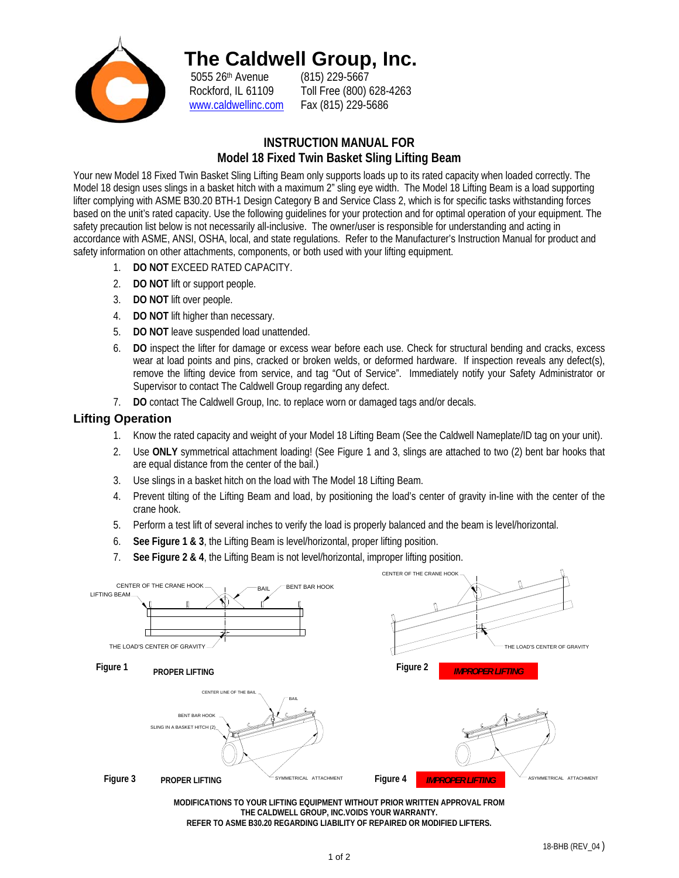# The Caldwell Group, Inc.

5055 26th Avenue
Rockford, IL 61109
www.caldwellinc.com

(815) 229-5667
Toll Free (800) 628-4263
Fax (815) 229-5686

## INSTRUCTION MANUAL FOR
## Model 18 Fixed Twin Basket Sling Lifting Beam

Your new Model 18 Fixed Twin Basket Sling Lifting Beam only supports loads up to its rated capacity when loaded correctly. The Model 18 design uses slings in a basket hitch with a maximum 2" sling eye width. The Model 18 Lifting Beam is a load supporting lifter complying with ASME B30.20 BTH-1 Design Category B and Service Class 2, which is for specific tasks withstanding forces based on the unit's rated capacity. Use the following guidelines for your protection and for optimal operation of your equipment. The safety precaution list below is not necessarily all-inclusive. The owner/user is responsible for understanding and acting in accordance with ASME, ANSI, OSHA, local, and state regulations. Refer to the Manufacturer's Instruction Manual for product and safety information on other attachments, components, or both used with your lifting equipment.

1. **DO NOT** EXCEED RATED CAPACITY.
2. **DO NOT** lift or support people.
3. **DO NOT** lift over people.
4. **DO NOT** lift higher than necessary.
5. **DO NOT** leave suspended load unattended.
6. **DO** inspect the lifter for damage or excess wear before each use. Check for structural bending and cracks, excess wear at load points and pins, cracked or broken welds, or deformed hardware. If inspection reveals any defect(s), remove the lifting device from service, and tag "Out of Service". Immediately notify your Safety Administrator or Supervisor to contact The Caldwell Group regarding any defect.
7. **DO** contact The Caldwell Group, Inc. to replace worn or damaged tags and/or decals.

## Lifting Operation

1. Know the rated capacity and weight of your Model 18 Lifting Beam (See the Caldwell Nameplate/ID tag on your unit).
2. Use **ONLY** symmetrical attachment loading! (See Figure 1 and 3, slings are attached to two (2) bent bar hooks that are equal distance from the center of the bail.)
3. Use slings in a basket hitch on the load with The Model 18 Lifting Beam.
4. Prevent tilting of the Lifting Beam and load, by positioning the load's center of gravity in-line with the center of the crane hook.
5. Perform a test lift of several inches to verify the load is properly balanced and the beam is level/horizontal.
6. **See Figure 1 & 3**, the Lifting Beam is level/horizontal, proper lifting position.
7. **See Figure 2 & 4**, the Lifting Beam is not level/horizontal, improper lifting position.

LIFTING BEAM, CENTER OF THE CRANE HOOK, BAIL, BENT BAR HOOK, THE LOAD'S CENTER OF GRAVITY

**Figure 1** **PROPER LIFTING**

CENTER OF THE CRANE HOOK, THE LOAD'S CENTER OF GRAVITY

**Figure 2** ***IMPROPER LIFTING***

CENTER LINE OF THE BAIL, BAIL, BENT BAR HOOK, SLING IN A BASKET HITCH (2), SYMMETRICAL ATTACHMENT

**Figure 3** **PROPER LIFTING**

ASYMMETRICAL ATTACHMENT

**Figure 4** ***IMPROPER LIFTING***

**MODIFICATIONS TO YOUR LIFTING EQUIPMENT WITHOUT PRIOR WRITTEN APPROVAL FROM THE CALDWELL GROUP, INC.VOIDS YOUR WARRANTY.**
**REFER TO ASME B30.20 REGARDING LIABILITY OF REPAIRED OR MODIFIED LIFTERS.**

18-BHB (REV_04)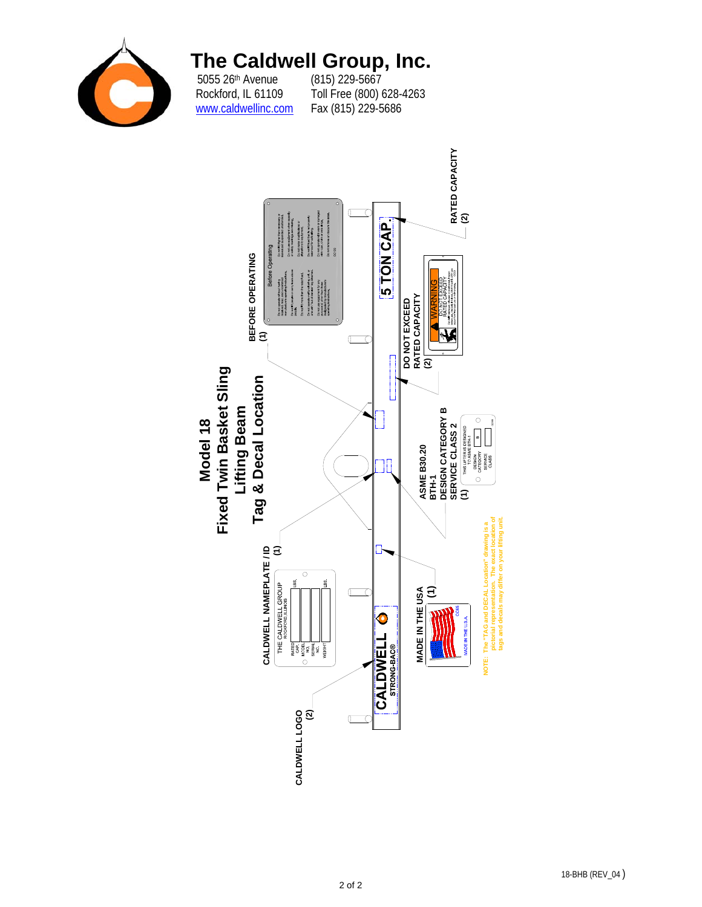# The Caldwell Group, Inc.

5055 26th Avenue
Rockford, IL 61109
www.caldwellinc.com

(815) 229-5667
Toll Free (800) 628-4263
Fax (815) 229-5686

## Model 18
## Fixed Twin Basket Sling Lifting Beam
## Tag & Decal Location

BEFORE OPERATING
(1)

RATED CAPACITY
(2)

5 TON CAP.

DO NOT EXCEED RATED CAPACITY
(2)

WARNING
DO NOT EXCEED RATED CAPACITY

ASME B30.20
BTH-1
DESIGN CATEGORY B
SERVICE CLASS 2
(1)

THIS LIFTER IS DESIGNED TO ASME BTH-1
DESIGN CATEGORY B
SERVICE CLASS 2

CALDWELL NAMEPLATE / ID
(1)

THE CALDWELL GROUP
ROCKFORD, ILLINOIS
RATED CAP. LBS.
MODEL NO.
SERIAL NO.
WEIGHT LBS.

MADE IN THE USA
(1)

MADE IN THE U.S.A.

CALDWELL LOGO
(2)

CALDWELL
STRONG-BAC®

NOTE: The "TAG and DECAL Location" drawing is a pictorial representation. The exact location of tags and decals may differ on your lifting unit.

18-BHB (REV_04)